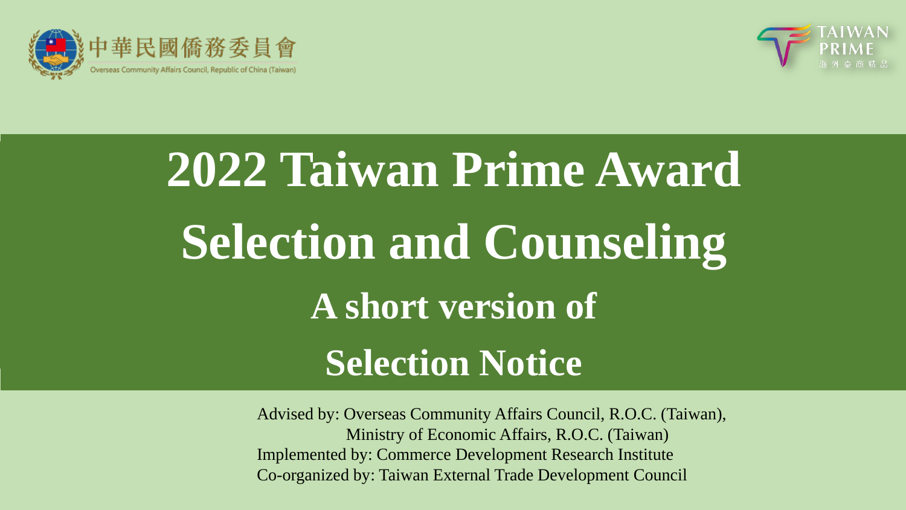中華民國僑務委員會
Overseas Community Affairs Council, Republic of China (Taiwan)

TAIWAN PRIME
海外臺商精品

# 2022 Taiwan Prime Award Selection and Counseling

## A short version of Selection Notice

Advised by: Overseas Community Affairs Council, R.O.C. (Taiwan),
Ministry of Economic Affairs, R.O.C. (Taiwan)
Implemented by: Commerce Development Research Institute
Co-organized by: Taiwan External Trade Development Council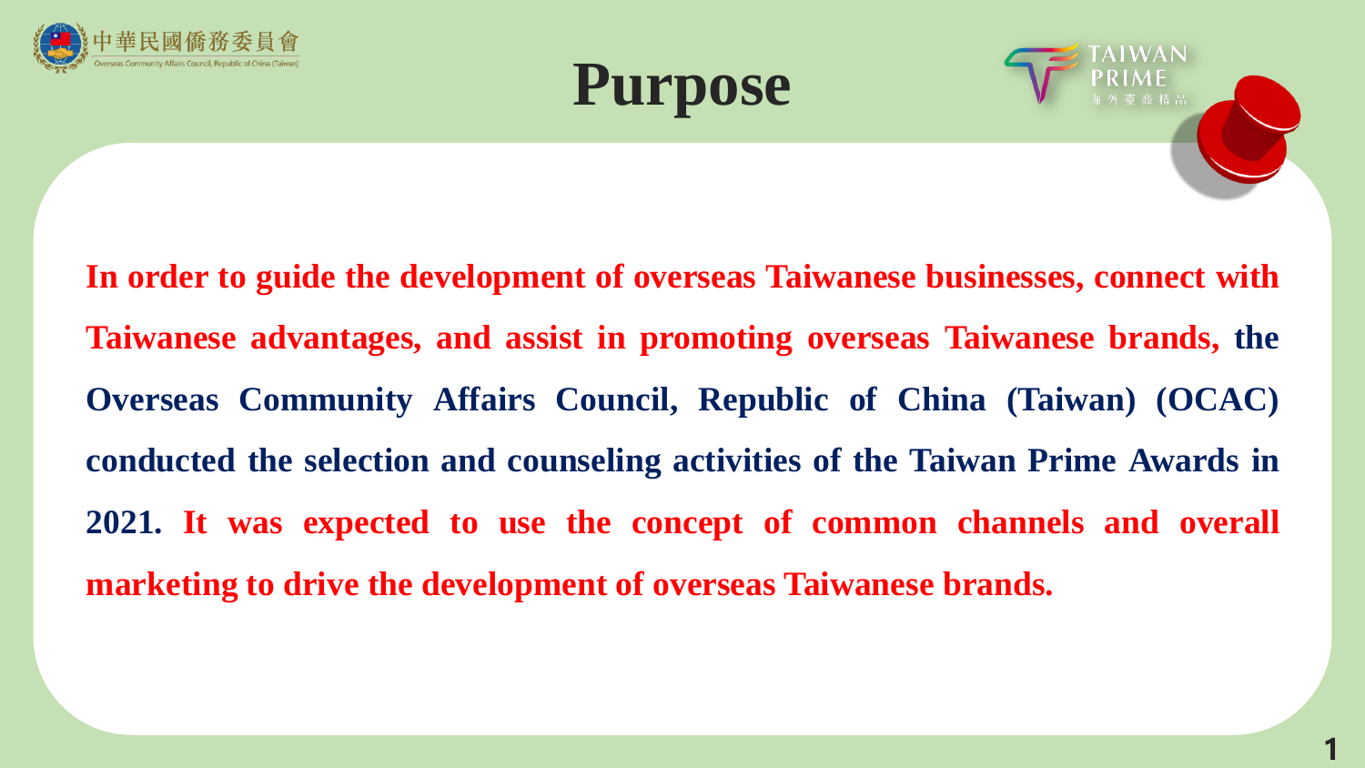# Purpose

**In order to guide the development of overseas Taiwanese businesses, connect with Taiwanese advantages, and assist in promoting overseas Taiwanese brands, the Overseas Community Affairs Council, Republic of China (Taiwan) (OCAC) conducted the selection and counseling activities of the Taiwan Prime Awards in 2021. It was expected to use the concept of common channels and overall marketing to drive the development of overseas Taiwanese brands.**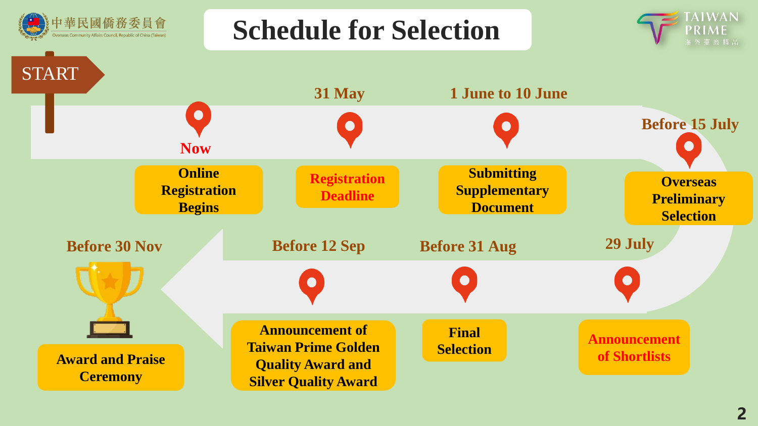# Schedule for Selection

START

- **Now** — Online Registration Begins
- **31 May** — Registration Deadline
- **1 June to 10 June** — Submitting Supplementary Document
- **Before 15 July** — Overseas Preliminary Selection
- **29 July** — Announcement of Shortlists
- **Before 31 Aug** — Final Selection
- **Before 12 Sep** — Announcement of Taiwan Prime Golden Quality Award and Silver Quality Award
- **Before 30 Nov** — Award and Praise Ceremony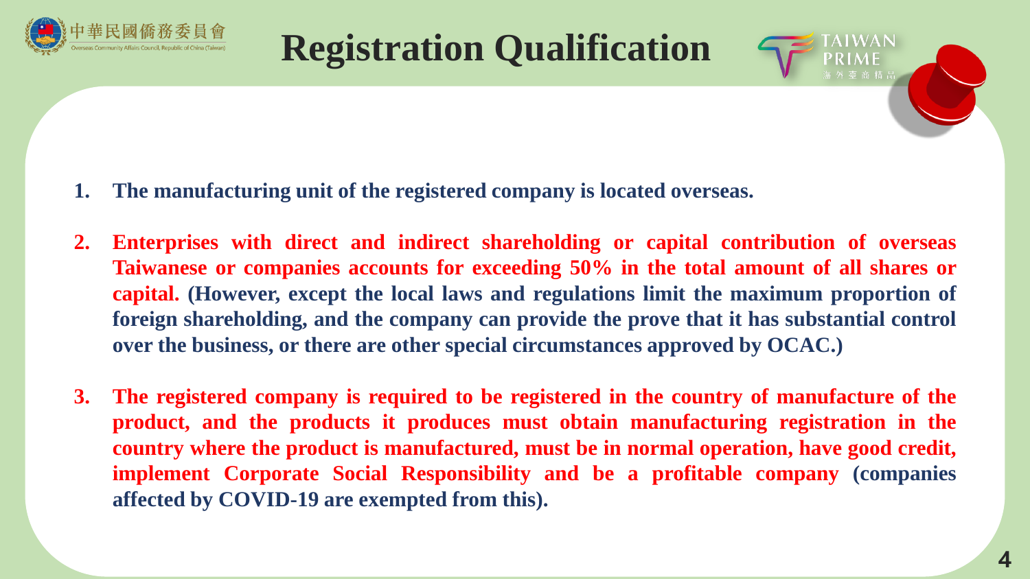# Registration Qualification

1. **The manufacturing unit of the registered company is located overseas.**
2. **Enterprises with direct and indirect shareholding or capital contribution of overseas Taiwanese or companies accounts for exceeding 50% in the total amount of all shares or capital. (However, except the local laws and regulations limit the maximum proportion of foreign shareholding, and the company can provide the prove that it has substantial control over the business, or there are other special circumstances approved by OCAC.)**
3. **The registered company is required to be registered in the country of manufacture of the product, and the products it produces must obtain manufacturing registration in the country where the product is manufactured, must be in normal operation, have good credit, implement Corporate Social Responsibility and be a profitable company (companies affected by COVID-19 are exempted from this).**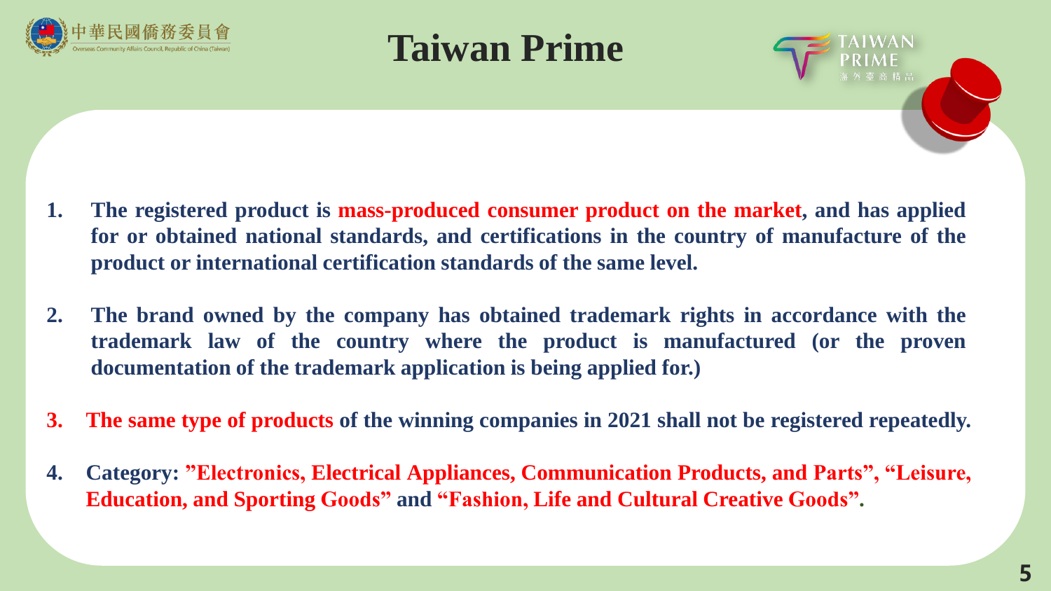# Taiwan Prime

1. The registered product is mass-produced consumer product on the market, and has applied for or obtained national standards, and certifications in the country of manufacture of the product or international certification standards of the same level.

2. The brand owned by the company has obtained trademark rights in accordance with the trademark law of the country where the product is manufactured (or the proven documentation of the trademark application is being applied for.)

3. The same type of products of the winning companies in 2021 shall not be registered repeatedly.

4. Category: "Electronics, Electrical Appliances, Communication Products, and Parts", "Leisure, Education, and Sporting Goods" and "Fashion, Life and Cultural Creative Goods".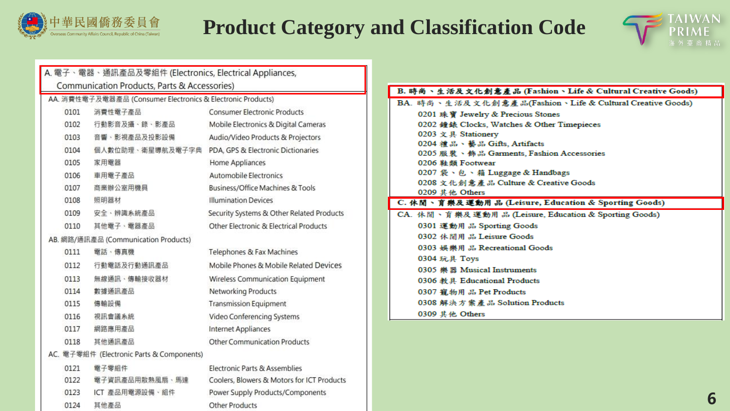# Product Category and Classification Code

**A. 電子、電器、通訊產品及零組件 (Electronics, Electrical Appliances, Communication Products, Parts & Accessories)**

AA. 消費性電子及電器產品 (Consumer Electronics & Electronic Products)

| Code | 中文 | English |
|---|---|---|
| 0101 | 消費性電子產品 | Consumer Electronic Products |
| 0102 | 行動影音及攝、錄、影產品 | Mobile Electronics & Digital Cameras |
| 0103 | 音響、影視產品及投影設備 | Audio/Video Products & Projectors |
| 0104 | 個人數位助理、衛星導航及電子字典 | PDA, GPS & Electronic Dictionaries |
| 0105 | 家用電器 | Home Appliances |
| 0106 | 車用電子產品 | Automobile Electronics |
| 0107 | 商業辦公室用機具 | Business/Office Machines & Tools |
| 0108 | 照明器材 | Illumination Devices |
| 0109 | 安全、辨識系統產品 | Security Systems & Other Related Products |
| 0110 | 其他電子、電器產品 | Other Electronic & Electrical Products |

AB. 網路/通訊產品 (Communication Products)

| Code | 中文 | English |
|---|---|---|
| 0111 | 電話、傳真機 | Telephones & Fax Machines |
| 0112 | 行動電話及行動通訊產品 | Mobile Phones & Mobile Related Devices |
| 0113 | 無線通訊、傳輸接收器材 | Wireless Communication Equipment |
| 0114 | 數據通訊產品 | Networking Products |
| 0115 | 傳輸設備 | Transmission Equipment |
| 0116 | 視訊會議系統 | Video Conferencing Systems |
| 0117 | 網路應用產品 | Internet Appliances |
| 0118 | 其他通訊產品 | Other Communication Products |

AC. 電子零組件 (Electronic Parts & Components)

| Code | 中文 | English |
|---|---|---|
| 0121 | 電子零組件 | Electronic Parts & Assemblies |
| 0122 | 電子資訊產品用散熱風扇、馬達 | Coolers, Blowers & Motors for ICT Products |
| 0123 | ICT 產品用電源設備、組件 | Power Supply Products/Components |
| 0124 | 其他產品 | Other Products |

**B. 時尚、生活及文化創意產品 (Fashion、Life & Cultural Creative Goods)**

BA. 時尚、生活及文化創意產品(Fashion、Life & Cultural Creative Goods)

- 0201 珠寶 Jewelry & Precious Stones
- 0202 鐘錶 Clocks, Watches & Other Timepieces
- 0203 文具 Stationery
- 0204 禮品、藝品 Gifts, Artifacts
- 0205 服裝、飾品 Garments, Fashion Accessories
- 0206 鞋類 Footwear
- 0207 袋、包、箱 Luggage & Handbags
- 0208 文化創意產品 Culture & Creative Goods
- 0209 其他 Others

**C. 休閒、育樂及運動用品 (Leisure, Education & Sporting Goods)**

CA. 休閒、育樂及運動用品 (Leisure, Education & Sporting Goods)

- 0301 運動用品 Sporting Goods
- 0302 休閒用品 Leisure Goods
- 0303 娛樂用品 Recreational Goods
- 0304 玩具 Toys
- 0305 樂器 Musical Instruments
- 0306 教具 Educational Products
- 0307 寵物用品 Pet Products
- 0308 解決方案產品 Solution Products
- 0309 其他 Others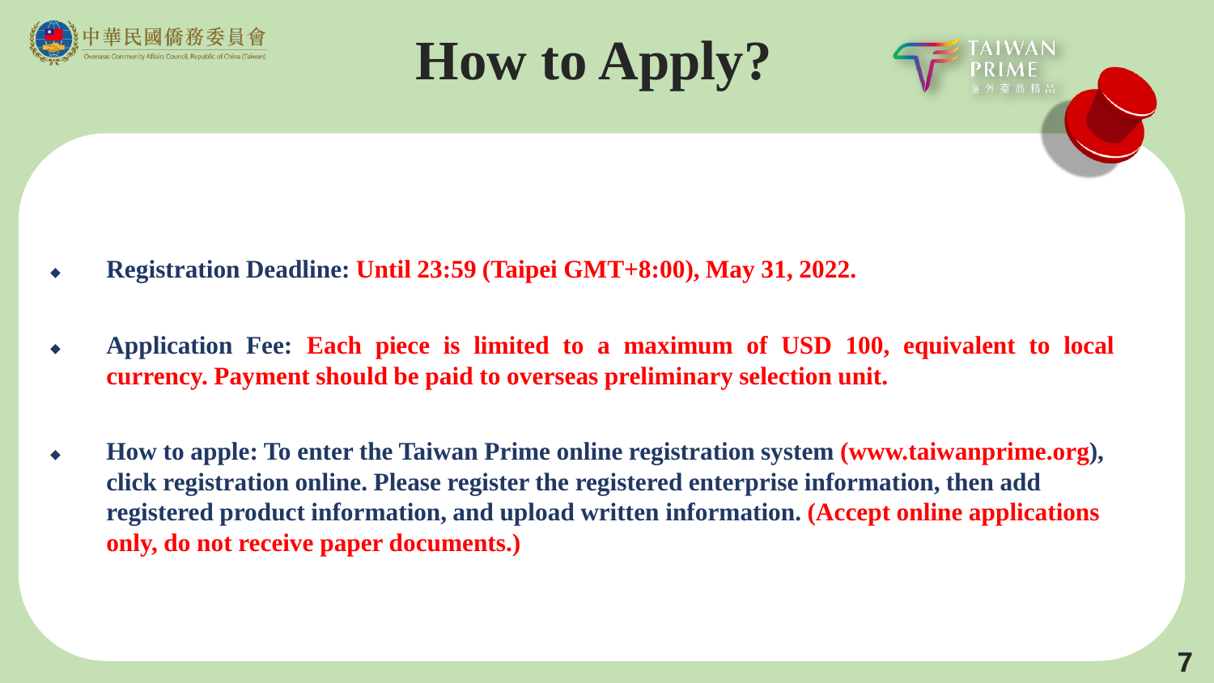# How to Apply?

- **Registration Deadline: Until 23:59 (Taipei GMT+8:00), May 31, 2022.**
- **Application Fee: Each piece is limited to a maximum of USD 100, equivalent to local currency. Payment should be paid to overseas preliminary selection unit.**
- **How to apple: To enter the Taiwan Prime online registration system (www.taiwanprime.org), click registration online. Please register the registered enterprise information, then add registered product information, and upload written information. (Accept online applications only, do not receive paper documents.)**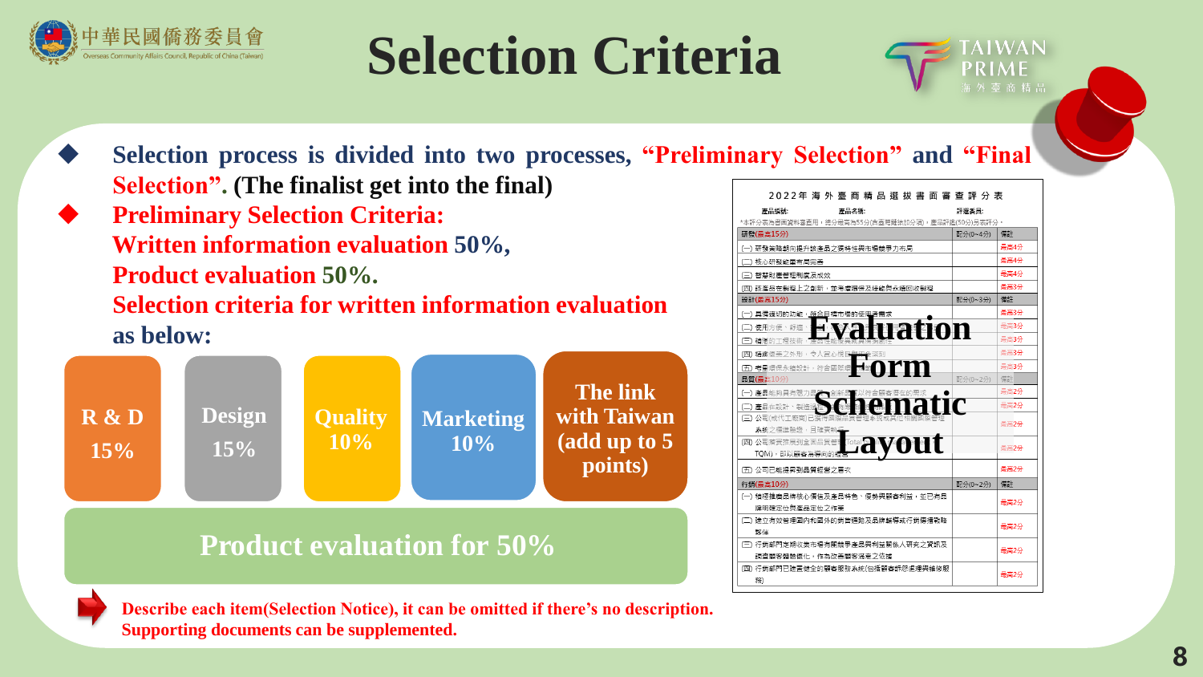# Selection Criteria

- **Selection process is divided into two processes, "Preliminary Selection" and "Final Selection". (The finalist get into the final)**
- **Preliminary Selection Criteria:**
  **Written information evaluation 50%,**
  **Product evaluation 50%.**
  **Selection criteria for written information evaluation as below:**

| R & D 15% | Design 15% | Quality 10% | Marketing 10% | The link with Taiwan (add up to 5 points) |
|---|---|---|---|---|

**Product evaluation for 50%**

**Evaluation Form Schematic Layout**

2022年 海 外 臺 商 精 品 選 拔 書 面 審 查 評 分 表

**Describe each item(Selection Notice), it can be omitted if there's no description. Supporting documents can be supplemented.**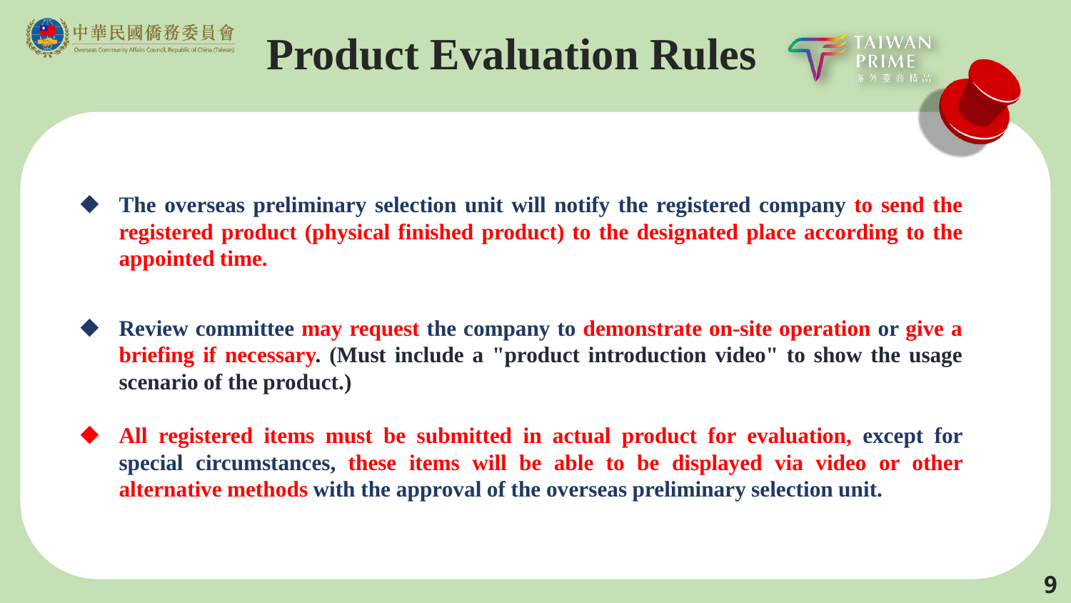# Product Evaluation Rules

- **The overseas preliminary selection unit will notify the registered company to send the registered product (physical finished product) to the designated place according to the appointed time.**

- **Review committee may request the company to demonstrate on-site operation or give a briefing if necessary. (Must include a "product introduction video" to show the usage scenario of the product.)**

- **All registered items must be submitted in actual product for evaluation, except for special circumstances, these items will be able to be displayed via video or other alternative methods with the approval of the overseas preliminary selection unit.**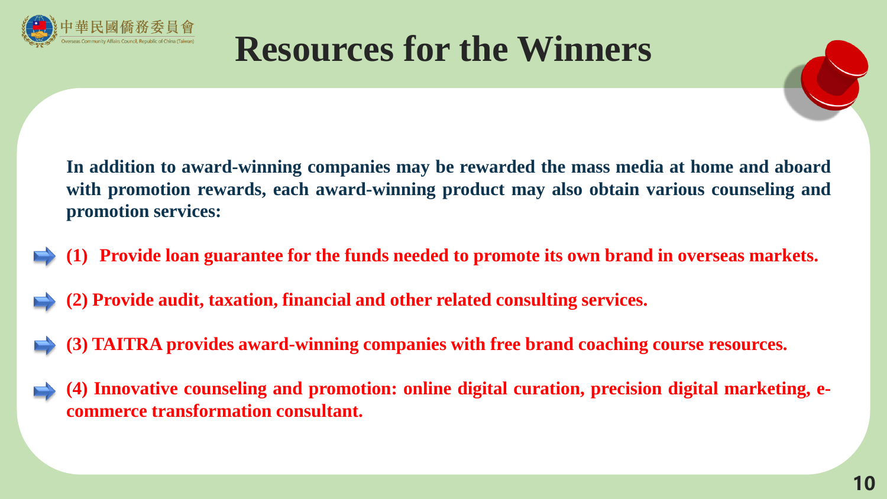# Resources for the Winners

**In addition to award-winning companies may be rewarded the mass media at home and aboard with promotion rewards, each award-winning product may also obtain various counseling and promotion services:**

- **(1) Provide loan guarantee for the funds needed to promote its own brand in overseas markets.**
- **(2) Provide audit, taxation, financial and other related consulting services.**
- **(3) TAITRA provides award-winning companies with free brand coaching course resources.**
- **(4) Innovative counseling and promotion: online digital curation, precision digital marketing, e-commerce transformation consultant.**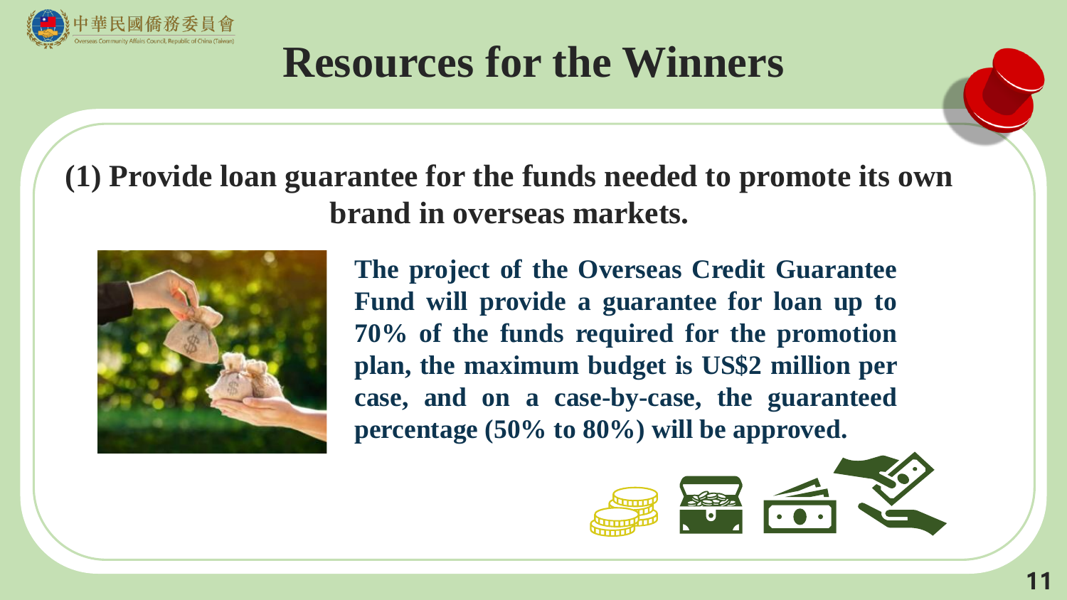# Resources for the Winners

## (1) Provide loan guarantee for the funds needed to promote its own brand in overseas markets.

**The project of the Overseas Credit Guarantee Fund will provide a guarantee for loan up to 70% of the funds required for the promotion plan, the maximum budget is US$2 million per case, and on a case-by-case, the guaranteed percentage (50% to 80%) will be approved.**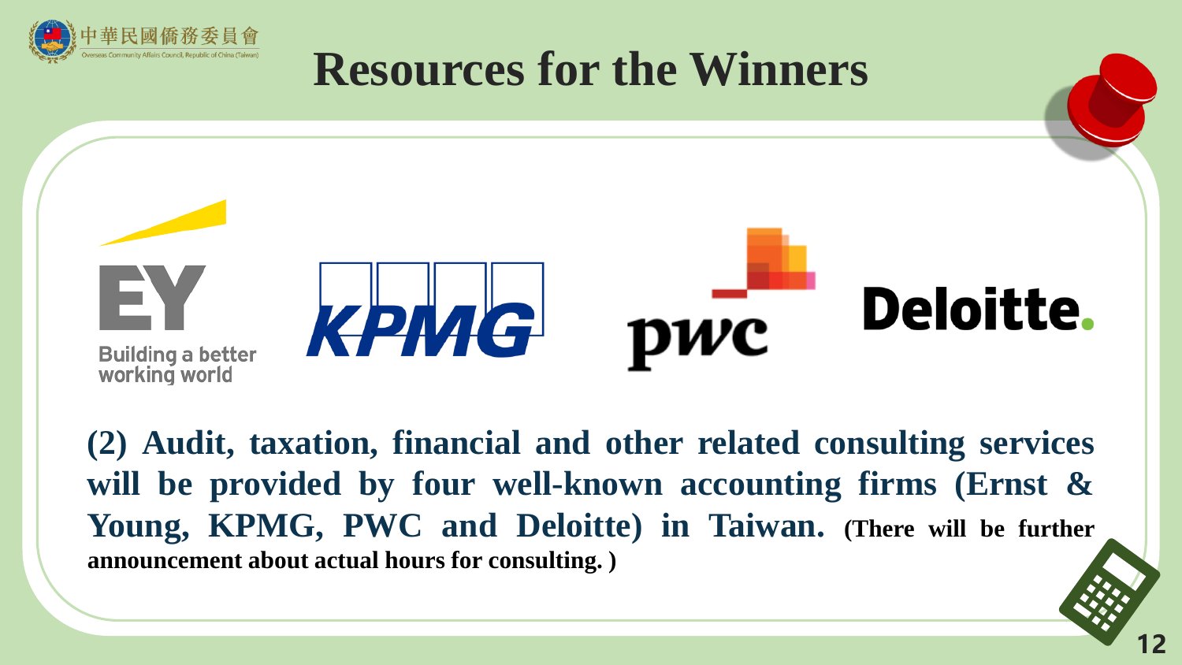# Resources for the Winners

**(2) Audit, taxation, financial and other related consulting services will be provided by four well-known accounting firms (Ernst & Young, KPMG, PWC and Deloitte) in Taiwan. (There will be further announcement about actual hours for consulting. )**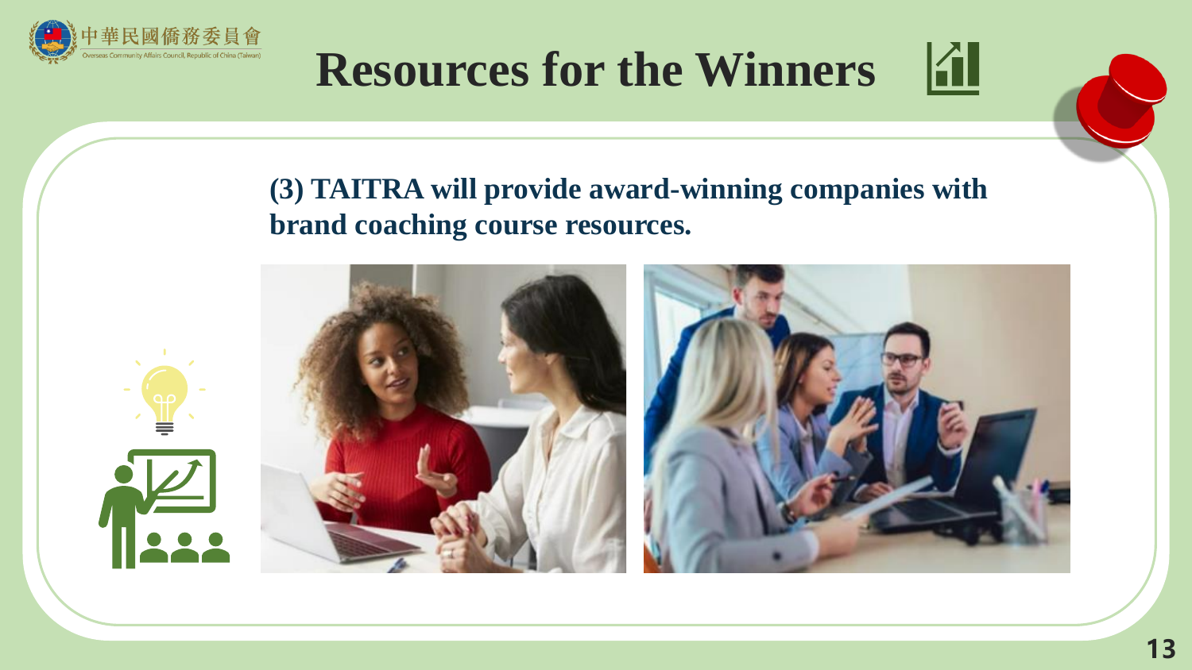# Resources for the Winners

**(3) TAITRA will provide award-winning companies with brand coaching course resources.**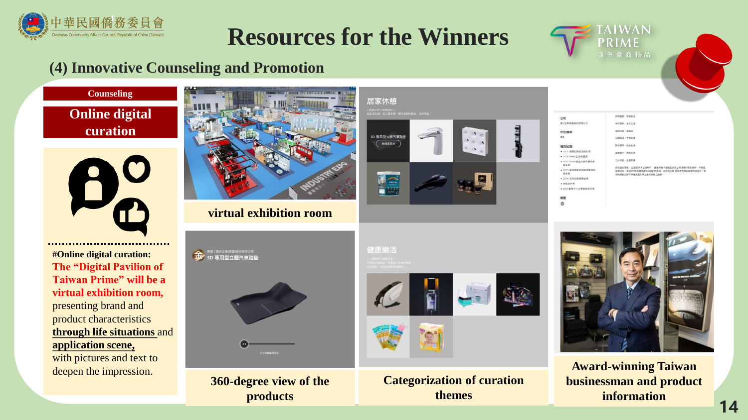# Resources for the Winners

## (4) Innovative Counseling and Promotion

**Counseling**

**Online digital curation**

**#Online digital curation:**
**The "Digital Pavilion of Taiwan Prime" will be a virtual exhibition room,** presenting brand and product characteristics **through life situations** and **application scene,** with pictures and text to deepen the impression.

**virtual exhibition room**

**360-degree view of the products**

**Categorization of curation themes**

**Award-winning Taiwan businessman and product information**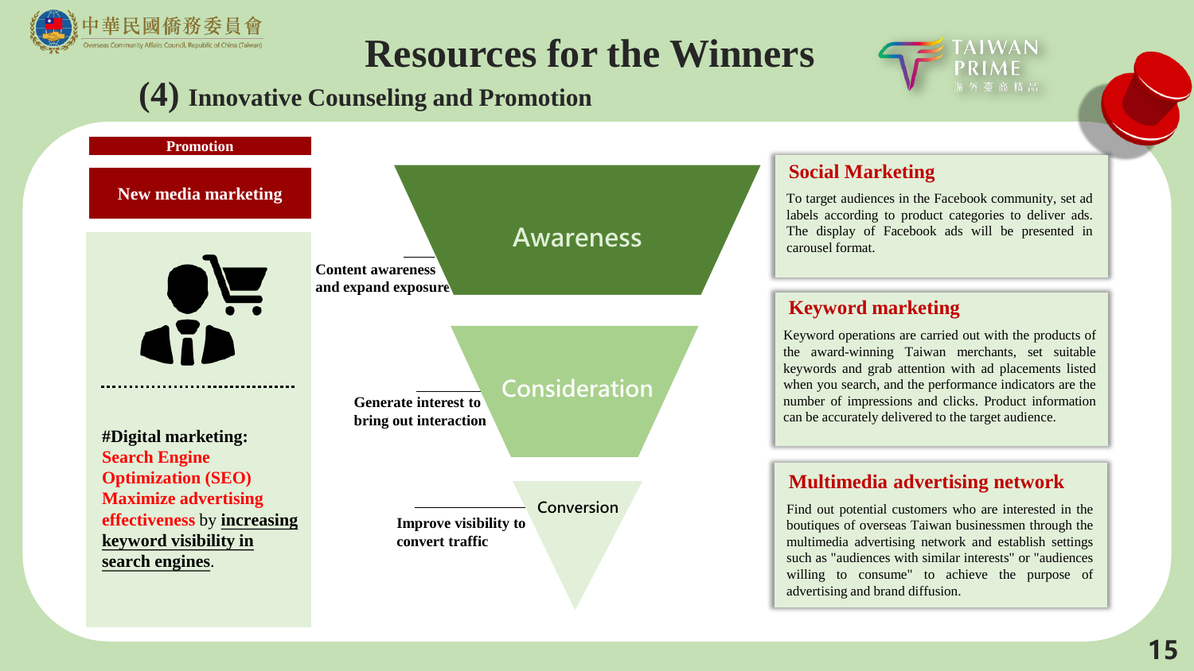# Resources for the Winners

## (4) Innovative Counseling and Promotion

**Promotion**

**New media marketing**

**#Digital marketing:**
**Search Engine Optimization (SEO)**
**Maximize advertising effectiveness** by **increasing keyword visibility in search engines**.

**Awareness** — Content awareness and expand exposure

**Consideration** — Generate interest to bring out interaction

**Conversion** — Improve visibility to convert traffic

### Social Marketing

To target audiences in the Facebook community, set ad labels according to product categories to deliver ads. The display of Facebook ads will be presented in carousel format.

### Keyword marketing

Keyword operations are carried out with the products of the award-winning Taiwan merchants, set suitable keywords and grab attention with ad placements listed when you search, and the performance indicators are the number of impressions and clicks. Product information can be accurately delivered to the target audience.

### Multimedia advertising network

Find out potential customers who are interested in the boutiques of overseas Taiwan businessmen through the multimedia advertising network and establish settings such as "audiences with similar interests" or "audiences willing to consume" to achieve the purpose of advertising and brand diffusion.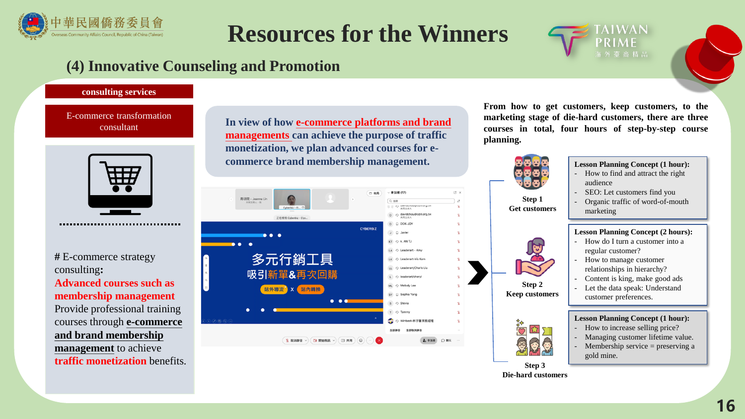# Resources for the Winners

## (4) Innovative Counseling and Promotion

**consulting services**

E-commerce transformation consultant

# E-commerce strategy consulting:
**Advanced courses such as membership management**
Provide professional training courses through **e-commerce and brand membership management** to achieve **traffic monetization** benefits.

**In view of how e-commerce platforms and brand managements can achieve the purpose of traffic monetization, we plan advanced courses for e-commerce brand membership management.**

**From how to get customers, keep customers, to the marketing stage of die-hard customers, there are three courses in total, four hours of step-by-step course planning.**

**Step 1**
**Get customers**

**Lesson Planning Concept (1 hour):**
- How to find and attract the right audience
- SEO: Let customers find you
- Organic traffic of word-of-mouth marketing

**Step 2**
**Keep customers**

**Lesson Planning Concept (2 hours):**
- How do I turn a customer into a regular customer?
- How to manage customer relationships in hierarchy?
- Content is king, make good ads
- Let the data speak: Understand customer preferences.

**Step 3**
**Die-hard customers**

**Lesson Planning Concept (1 hour):**
- How to increase selling price?
- Managing customer lifetime value.
- Membership service = preserving a gold mine.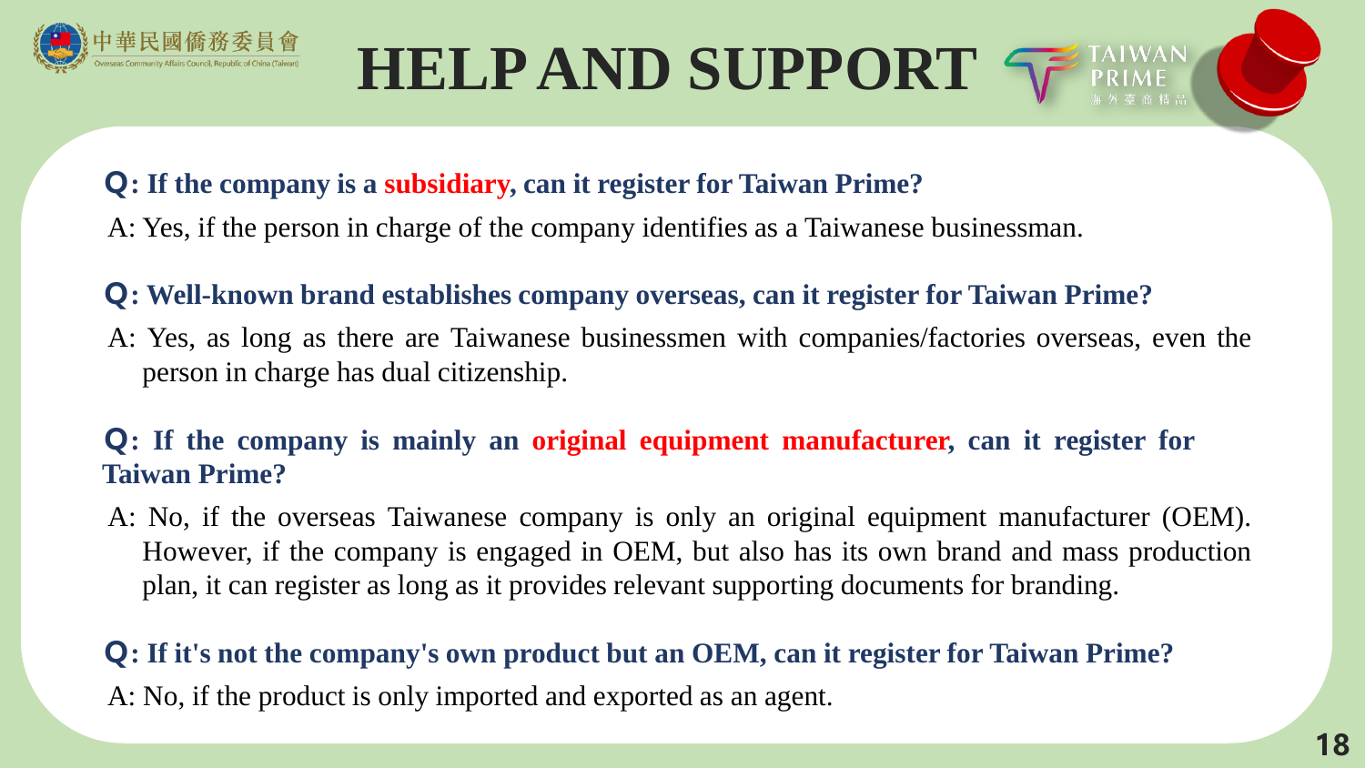# HELP AND SUPPORT

**Q: If the company is a subsidiary, can it register for Taiwan Prime?**

A: Yes, if the person in charge of the company identifies as a Taiwanese businessman.

**Q: Well-known brand establishes company overseas, can it register for Taiwan Prime?**

A: Yes, as long as there are Taiwanese businessmen with companies/factories overseas, even the person in charge has dual citizenship.

**Q: If the company is mainly an original equipment manufacturer, can it register for Taiwan Prime?**

A: No, if the overseas Taiwanese company is only an original equipment manufacturer (OEM). However, if the company is engaged in OEM, but also has its own brand and mass production plan, it can register as long as it provides relevant supporting documents for branding.

**Q: If it's not the company's own product but an OEM, can it register for Taiwan Prime?**

A: No, if the product is only imported and exported as an agent.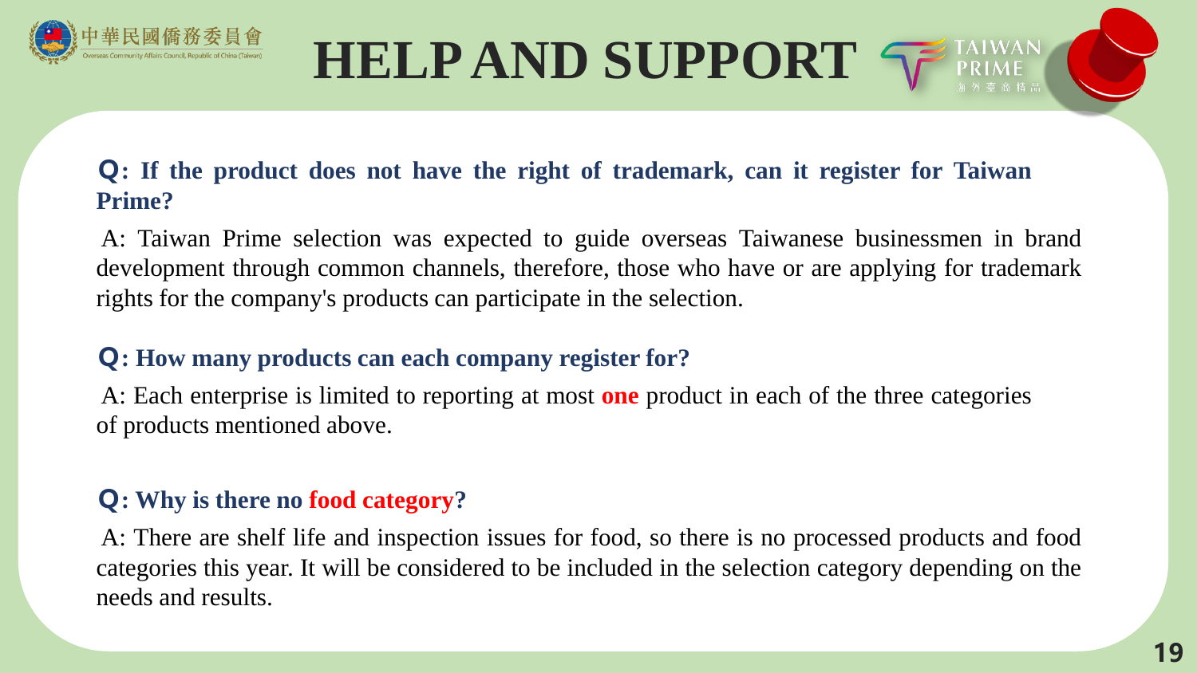# HELP AND SUPPORT

**Q: If the product does not have the right of trademark, can it register for Taiwan Prime?**

A: Taiwan Prime selection was expected to guide overseas Taiwanese businessmen in brand development through common channels, therefore, those who have or are applying for trademark rights for the company's products can participate in the selection.

**Q: How many products can each company register for?**

A: Each enterprise is limited to reporting at most **one** product in each of the three categories of products mentioned above.

**Q: Why is there no food category?**

A: There are shelf life and inspection issues for food, so there is no processed products and food categories this year. It will be considered to be included in the selection category depending on the needs and results.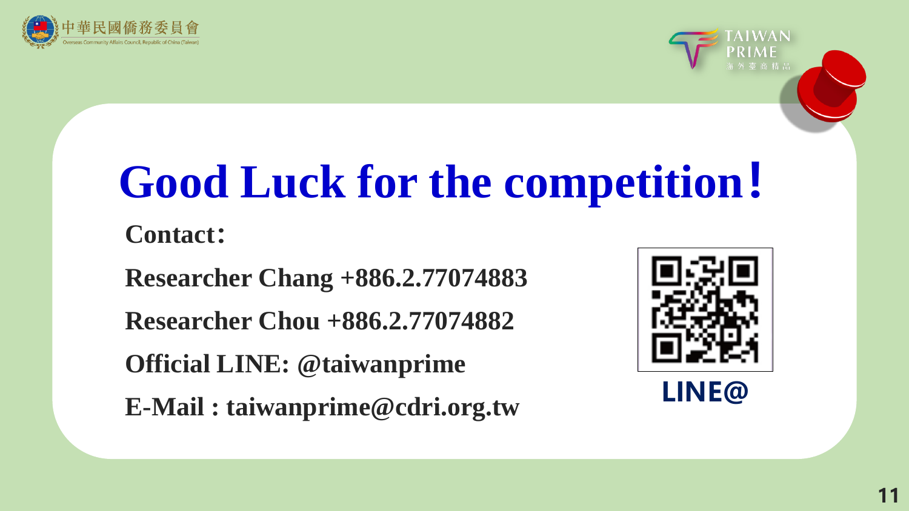中華民國僑務委員會

Overseas Community Affairs Council, Republic of China (Taiwan)

TAIWAN PRIME

海外臺商精品

# Good Luck for the competition!

**Contact:**

**Researcher Chang +886.2.77074883**

**Researcher Chou +886.2.77074882**

**Official LINE: @taiwanprime**

**E-Mail : taiwanprime@cdri.org.tw**

LINE@